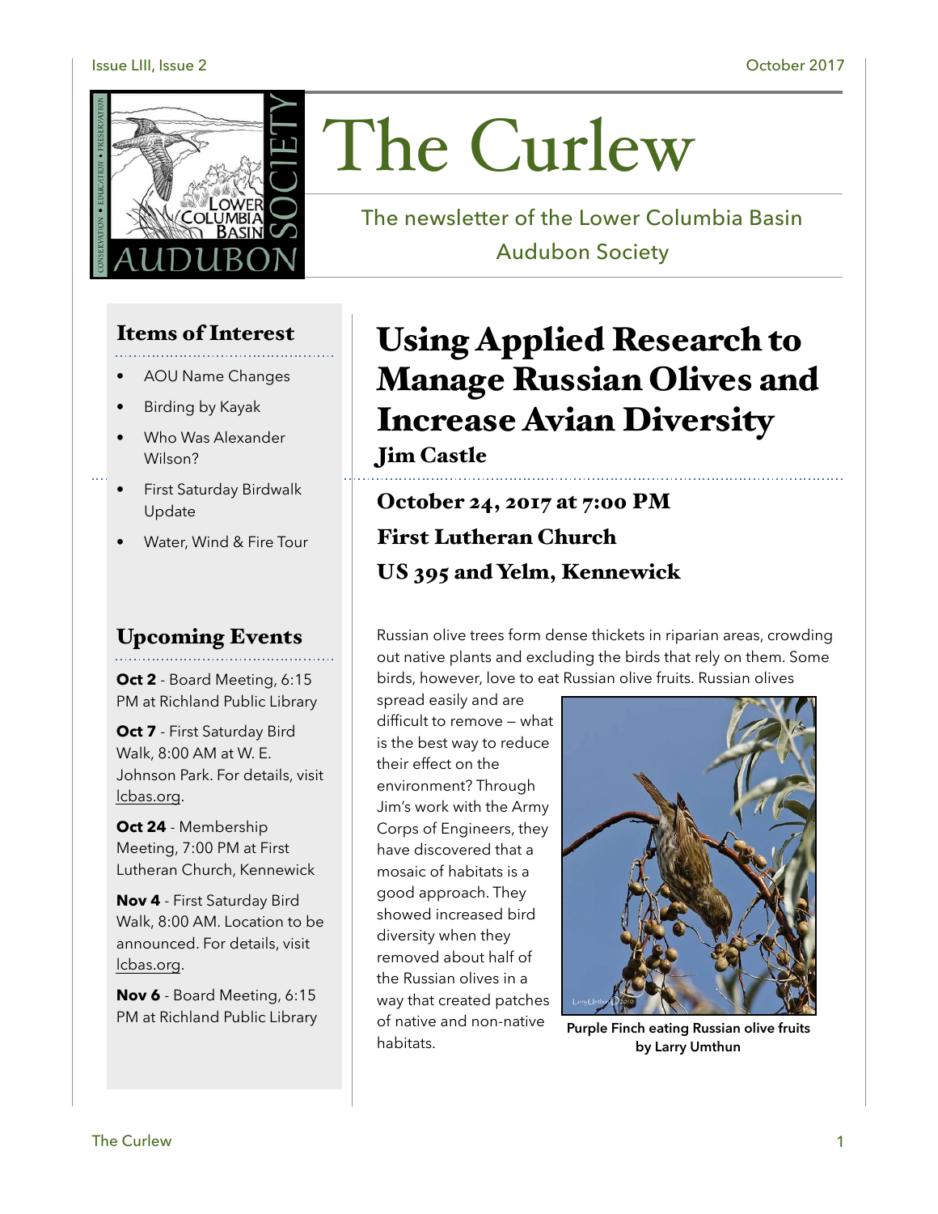Issue LIII, Issue 2 — October 2017

# The Curlew

The newsletter of the Lower Columbia Basin Audubon Society

## Items of Interest

- AOU Name Changes
- Birding by Kayak
- Who Was Alexander Wilson?
- First Saturday Birdwalk Update
- Water, Wind & Fire Tour

## Upcoming Events

**Oct 2** - Board Meeting, 6:15 PM at Richland Public Library

**Oct 7** - First Saturday Bird Walk, 8:00 AM at W. E. Johnson Park. For details, visit lcbas.org.

**Oct 24** - Membership Meeting, 7:00 PM at First Lutheran Church, Kennewick

**Nov 4** - First Saturday Bird Walk, 8:00 AM. Location to be announced. For details, visit lcbas.org.

**Nov 6** - Board Meeting, 6:15 PM at Richland Public Library

# Using Applied Research to Manage Russian Olives and Increase Avian Diversity

### Jim Castle

### October 24, 2017 at 7:00 PM
### First Lutheran Church
### US 395 and Yelm, Kennewick

Russian olive trees form dense thickets in riparian areas, crowding out native plants and excluding the birds that rely on them. Some birds, however, love to eat Russian olive fruits. Russian olives spread easily and are difficult to remove – what is the best way to reduce their effect on the environment? Through Jim's work with the Army Corps of Engineers, they have discovered that a mosaic of habitats is a good approach. They showed increased bird diversity when they removed about half of the Russian olives in a way that created patches of native and non-native habitats.

**Purple Finch eating Russian olive fruits by Larry Umthun**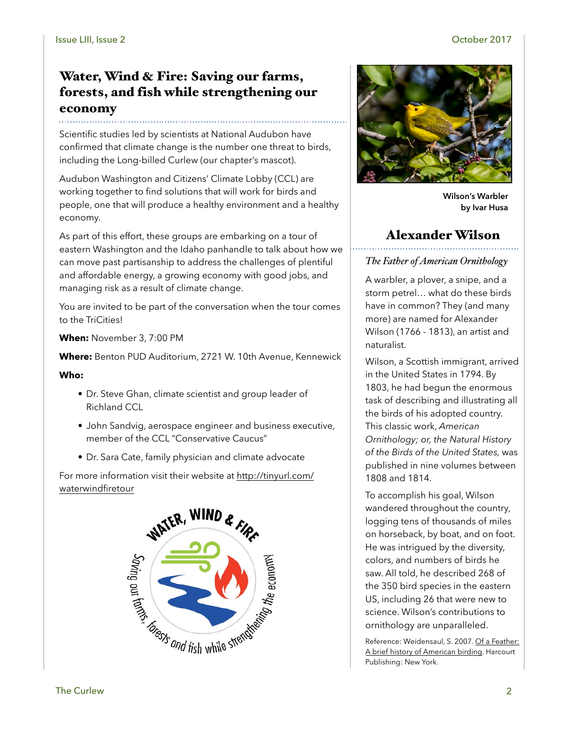## Water, Wind & Fire: Saving our farms, forests, and fish while strengthening our economy

Scientific studies led by scientists at National Audubon have confirmed that climate change is the number one threat to birds, including the Long-billed Curlew (our chapter's mascot).

Audubon Washington and Citizens' Climate Lobby (CCL) are working together to find solutions that will work for birds and people, one that will produce a healthy environment and a healthy economy.

As part of this effort, these groups are embarking on a tour of eastern Washington and the Idaho panhandle to talk about how we can move past partisanship to address the challenges of plentiful and affordable energy, a growing economy with good jobs, and managing risk as a result of climate change.

You are invited to be part of the conversation when the tour comes to the TriCities!

**When:** November 3, 7:00 PM

**Where:** Benton PUD Auditorium, 2721 W. 10th Avenue, Kennewick

**Who:**

- Dr. Steve Ghan, climate scientist and group leader of Richland CCL
- John Sandvig, aerospace engineer and business executive, member of the CCL "Conservative Caucus"
- Dr. Sara Cate, family physician and climate advocate

For more information visit their website at http://tinyurl.com/waterwindfiretour

Wilson's Warbler by Ivar Husa

## Alexander Wilson

*The Father of American Ornithology*

A warbler, a plover, a snipe, and a storm petrel… what do these birds have in common? They (and many more) are named for Alexander Wilson (1766 - 1813), an artist and naturalist.

Wilson, a Scottish immigrant, arrived in the United States in 1794. By 1803, he had begun the enormous task of describing and illustrating all the birds of his adopted country. This classic work, *American Ornithology; or, the Natural History of the Birds of the United States,* was published in nine volumes between 1808 and 1814.

To accomplish his goal, Wilson wandered throughout the country, logging tens of thousands of miles on horseback, by boat, and on foot. He was intrigued by the diversity, colors, and numbers of birds he saw. All told, he described 268 of the 350 bird species in the eastern US, including 26 that were new to science. Wilson's contributions to ornithology are unparalleled.

Reference: Weidensaul, S. 2007. Of a Feather: A brief history of American birding. Harcourt Publishing: New York.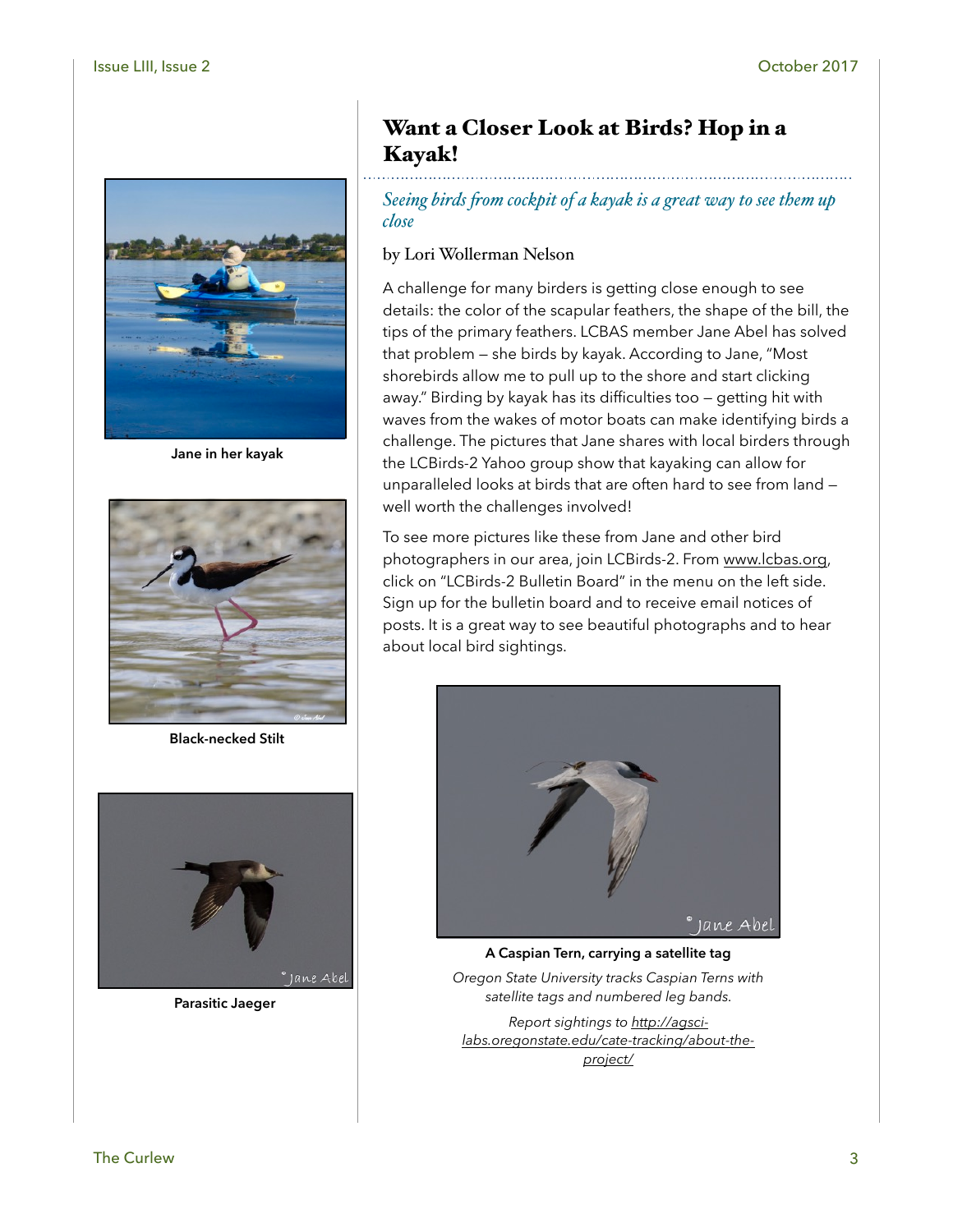# Want a Closer Look at Birds? Hop in a Kayak!

*Seeing birds from cockpit of a kayak is a great way to see them up close*

by Lori Wollerman Nelson

A challenge for many birders is getting close enough to see details: the color of the scapular feathers, the shape of the bill, the tips of the primary feathers. LCBAS member Jane Abel has solved that problem — she birds by kayak. According to Jane, "Most shorebirds allow me to pull up to the shore and start clicking away." Birding by kayak has its difficulties too — getting hit with waves from the wakes of motor boats can make identifying birds a challenge. The pictures that Jane shares with local birders through the LCBirds-2 Yahoo group show that kayaking can allow for unparalleled looks at birds that are often hard to see from land — well worth the challenges involved!

To see more pictures like these from Jane and other bird photographers in our area, join LCBirds-2. From www.lcbas.org, click on "LCBirds-2 Bulletin Board" in the menu on the left side. Sign up for the bulletin board and to receive email notices of posts. It is a great way to see beautiful photographs and to hear about local bird sightings.

**Jane in her kayak**

**Black-necked Stilt**

**Parasitic Jaeger**

**A Caspian Tern, carrying a satellite tag**

*Oregon State University tracks Caspian Terns with satellite tags and numbered leg bands.*

*Report sightings to http://agsci-labs.oregonstate.edu/cate-tracking/about-the-project/*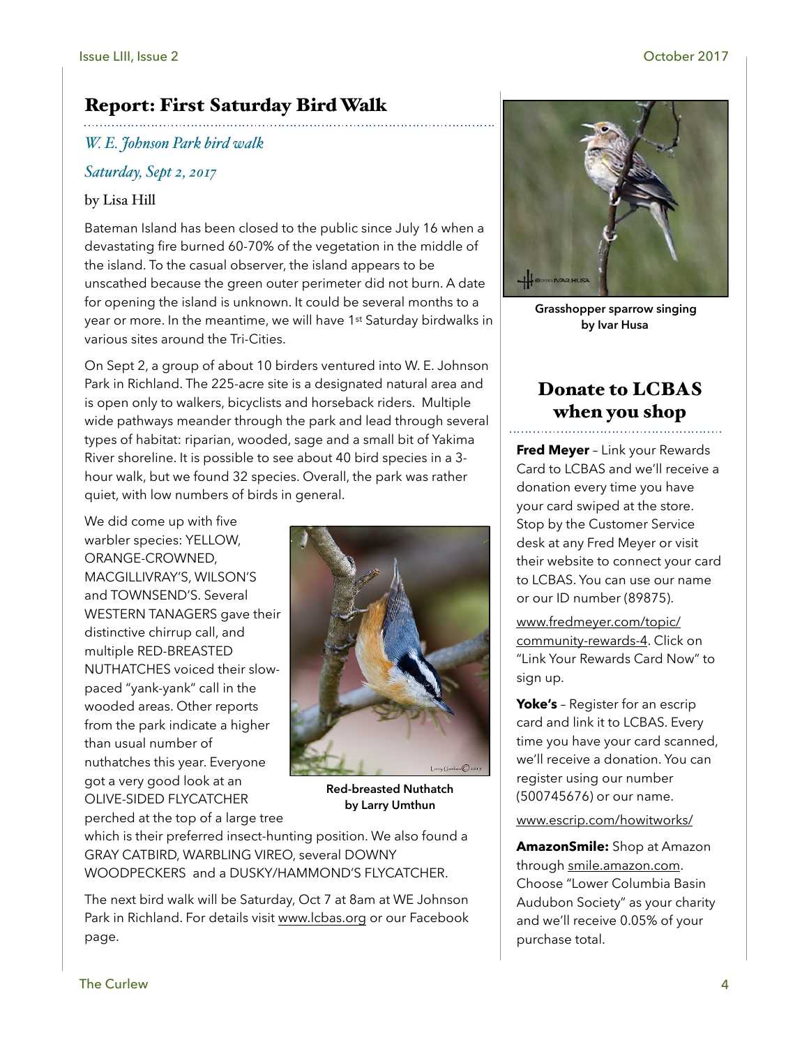## Report: First Saturday Bird Walk

*W. E. Johnson Park bird walk*

*Saturday, Sept 2, 2017*

by Lisa Hill

Bateman Island has been closed to the public since July 16 when a devastating fire burned 60-70% of the vegetation in the middle of the island. To the casual observer, the island appears to be unscathed because the green outer perimeter did not burn. A date for opening the island is unknown. It could be several months to a year or more. In the meantime, we will have 1st Saturday birdwalks in various sites around the Tri-Cities.

On Sept 2, a group of about 10 birders ventured into W. E. Johnson Park in Richland. The 225-acre site is a designated natural area and is open only to walkers, bicyclists and horseback riders. Multiple wide pathways meander through the park and lead through several types of habitat: riparian, wooded, sage and a small bit of Yakima River shoreline. It is possible to see about 40 bird species in a 3-hour walk, but we found 32 species. Overall, the park was rather quiet, with low numbers of birds in general.

We did come up with five warbler species: YELLOW, ORANGE-CROWNED, MACGILLIVRAY'S, WILSON'S and TOWNSEND'S. Several WESTERN TANAGERS gave their distinctive chirrup call, and multiple RED-BREASTED NUTHATCHES voiced their slow-paced "yank-yank" call in the wooded areas. Other reports from the park indicate a higher than usual number of nuthatches this year. Everyone got a very good look at an OLIVE-SIDED FLYCATCHER perched at the top of a large tree which is their preferred insect-hunting position. We also found a GRAY CATBIRD, WARBLING VIREO, several DOWNY WOODPECKERS and a DUSKY/HAMMOND'S FLYCATCHER.

**Red-breasted Nuthatch by Larry Umthun**

The next bird walk will be Saturday, Oct 7 at 8am at WE Johnson Park in Richland. For details visit www.lcbas.org or our Facebook page.

**Grasshopper sparrow singing by Ivar Husa**

## Donate to LCBAS when you shop

**Fred Meyer** – Link your Rewards Card to LCBAS and we'll receive a donation every time you have your card swiped at the store. Stop by the Customer Service desk at any Fred Meyer or visit their website to connect your card to LCBAS. You can use our name or our ID number (89875).

www.fredmeyer.com/topic/community-rewards-4. Click on "Link Your Rewards Card Now" to sign up.

**Yoke's** – Register for an escrip card and link it to LCBAS. Every time you have your card scanned, we'll receive a donation. You can register using our number (500745676) or our name.

www.escrip.com/howitworks/

**AmazonSmile:** Shop at Amazon through smile.amazon.com. Choose "Lower Columbia Basin Audubon Society" as your charity and we'll receive 0.05% of your purchase total.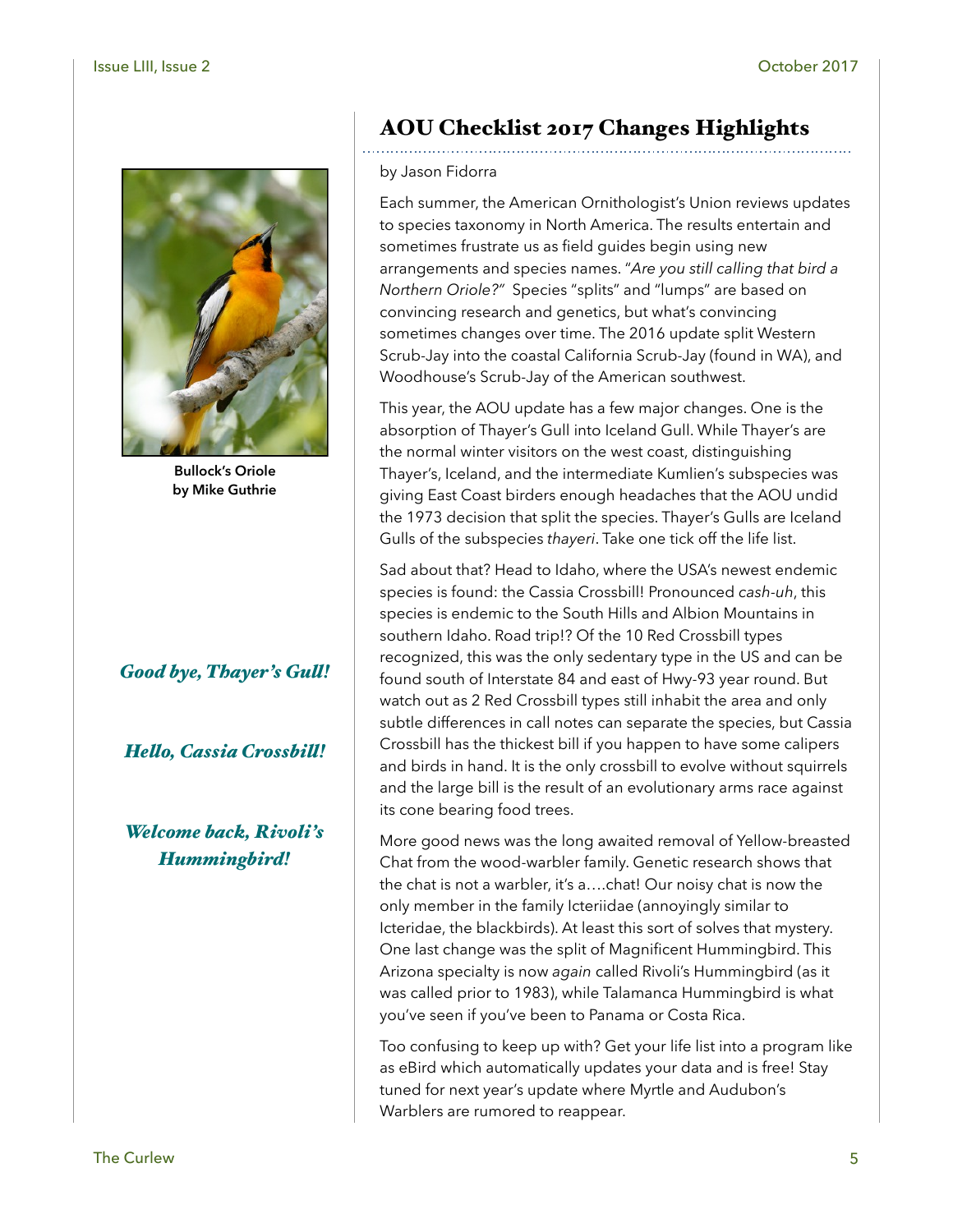Bullock's Oriole
by Mike Guthrie

*Good bye, Thayer's Gull!*

*Hello, Cassia Crossbill!*

*Welcome back, Rivoli's Hummingbird!*

## AOU Checklist 2017 Changes Highlights

by Jason Fidorra

Each summer, the American Ornithologist's Union reviews updates to species taxonomy in North America. The results entertain and sometimes frustrate us as field guides begin using new arrangements and species names. "*Are you still calling that bird a Northern Oriole?*" Species "splits" and "lumps" are based on convincing research and genetics, but what's convincing sometimes changes over time. The 2016 update split Western Scrub-Jay into the coastal California Scrub-Jay (found in WA), and Woodhouse's Scrub-Jay of the American southwest.

This year, the AOU update has a few major changes. One is the absorption of Thayer's Gull into Iceland Gull. While Thayer's are the normal winter visitors on the west coast, distinguishing Thayer's, Iceland, and the intermediate Kumlien's subspecies was giving East Coast birders enough headaches that the AOU undid the 1973 decision that split the species. Thayer's Gulls are Iceland Gulls of the subspecies *thayeri*. Take one tick off the life list.

Sad about that? Head to Idaho, where the USA's newest endemic species is found: the Cassia Crossbill! Pronounced *cash-uh*, this species is endemic to the South Hills and Albion Mountains in southern Idaho. Road trip!? Of the 10 Red Crossbill types recognized, this was the only sedentary type in the US and can be found south of Interstate 84 and east of Hwy-93 year round. But watch out as 2 Red Crossbill types still inhabit the area and only subtle differences in call notes can separate the species, but Cassia Crossbill has the thickest bill if you happen to have some calipers and birds in hand. It is the only crossbill to evolve without squirrels and the large bill is the result of an evolutionary arms race against its cone bearing food trees.

More good news was the long awaited removal of Yellow-breasted Chat from the wood-warbler family. Genetic research shows that the chat is not a warbler, it's a….chat! Our noisy chat is now the only member in the family Icteriidae (annoyingly similar to Icteridae, the blackbirds). At least this sort of solves that mystery. One last change was the split of Magnificent Hummingbird. This Arizona specialty is now *again* called Rivoli's Hummingbird (as it was called prior to 1983), while Talamanca Hummingbird is what you've seen if you've been to Panama or Costa Rica.

Too confusing to keep up with? Get your life list into a program like as eBird which automatically updates your data and is free! Stay tuned for next year's update where Myrtle and Audubon's Warblers are rumored to reappear.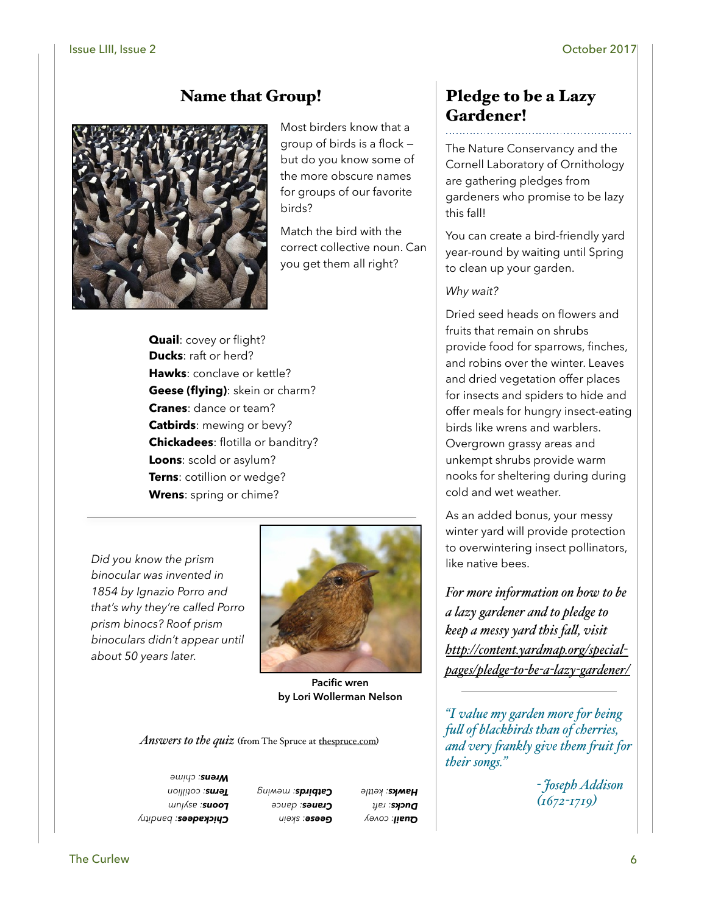## Name that Group!

Most birders know that a group of birds is a flock – but do you know some of the more obscure names for groups of our favorite birds?

Match the bird with the correct collective noun. Can you get them all right?

**Quail**: covey or flight?
**Ducks**: raft or herd?
**Hawks**: conclave or kettle?
**Geese (flying)**: skein or charm?
**Cranes**: dance or team?
**Catbirds**: mewing or bevy?
**Chickadees**: flotilla or banditry?
**Loons**: scold or asylum?
**Terns**: cotillion or wedge?
**Wrens**: spring or chime?

---

*Did you know the prism binocular was invented in 1854 by Ignazio Porro and that's why they're called Porro prism binocs? Roof prism binoculars didn't appear until about 50 years later.*

**Pacific wren**
**by Lori Wollerman Nelson**

*Answers to the quiz* (from The Spruce at thespruce.com)

**Quail**: covey
**Ducks**: raft
**Hawks**: kettle
**Geese**: skein
**Cranes**: dance
**Catbirds**: mewing
**Chickadees**: banditry
**Loons**: asylum
**Terns**: cotillion
**Wrens**: chime

## Pledge to be a Lazy Gardener!

The Nature Conservancy and the Cornell Laboratory of Ornithology are gathering pledges from gardeners who promise to be lazy this fall!

You can create a bird-friendly yard year-round by waiting until Spring to clean up your garden.

*Why wait?*

Dried seed heads on flowers and fruits that remain on shrubs provide food for sparrows, finches, and robins over the winter. Leaves and dried vegetation offer places for insects and spiders to hide and offer meals for hungry insect-eating birds like wrens and warblers. Overgrown grassy areas and unkempt shrubs provide warm nooks for sheltering during during cold and wet weather.

As an added bonus, your messy winter yard will provide protection to overwintering insect pollinators, like native bees.

*For more information on how to be a lazy gardener and to pledge to keep a messy yard this fall, visit http://content.yardmap.org/special-pages/pledge-to-be-a-lazy-gardener/*

---

*"I value my garden more for being full of blackbirds than of cherries, and very frankly give them fruit for their songs."*

*- Joseph Addison (1672-1719)*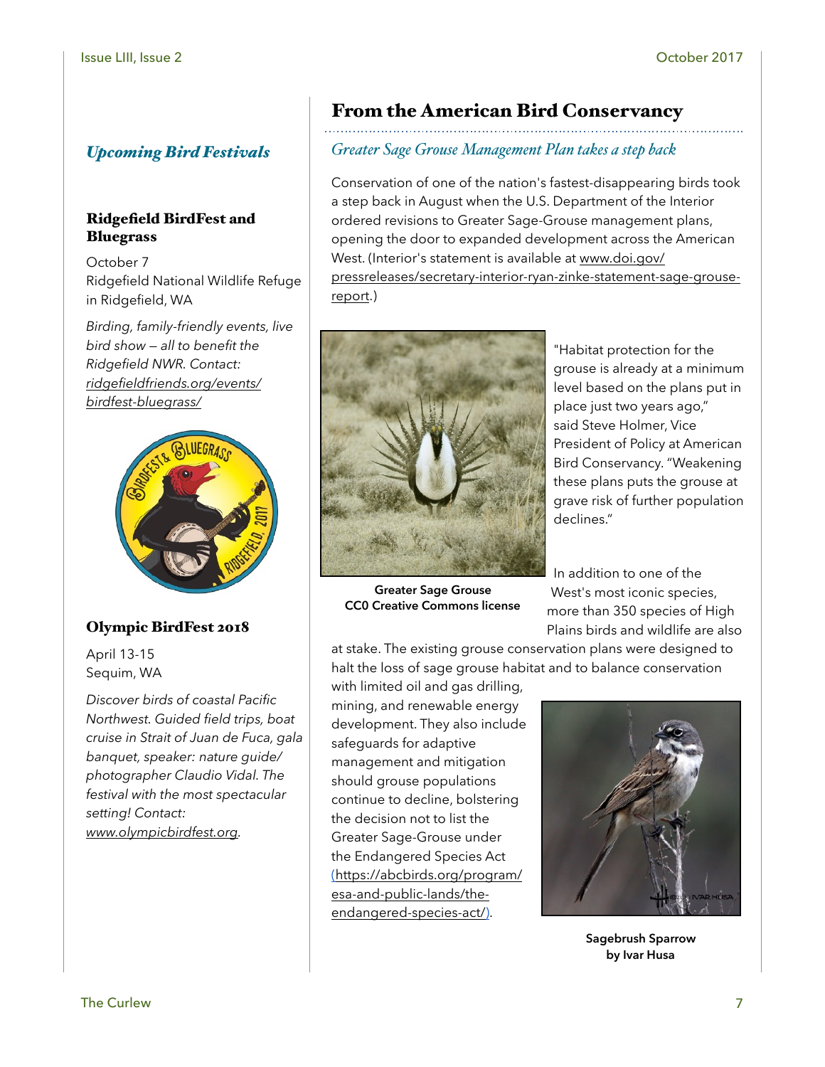## *Upcoming Bird Festivals*

### Ridgefield BirdFest and Bluegrass

October 7
Ridgefield National Wildlife Refuge in Ridgefield, WA

*Birding, family-friendly events, live bird show – all to benefit the Ridgefield NWR. Contact: ridgefieldfriends.org/events/birdfest-bluegrass/*

### Olympic BirdFest 2018

April 13-15
Sequim, WA

*Discover birds of coastal Pacific Northwest. Guided field trips, boat cruise in Strait of Juan de Fuca, gala banquet, speaker: nature guide/ photographer Claudio Vidal. The festival with the most spectacular setting! Contact: www.olympicbirdfest.org.*

## From the American Bird Conservancy

### *Greater Sage Grouse Management Plan takes a step back*

Conservation of one of the nation's fastest-disappearing birds took a step back in August when the U.S. Department of the Interior ordered revisions to Greater Sage-Grouse management plans, opening the door to expanded development across the American West. (Interior's statement is available at www.doi.gov/pressreleases/secretary-interior-ryan-zinke-statement-sage-grouse-report.)

**Greater Sage Grouse**
**CC0 Creative Commons license**

"Habitat protection for the grouse is already at a minimum level based on the plans put in place just two years ago," said Steve Holmer, Vice President of Policy at American Bird Conservancy. "Weakening these plans puts the grouse at grave risk of further population declines."

In addition to one of the West's most iconic species, more than 350 species of High Plains birds and wildlife are also at stake. The existing grouse conservation plans were designed to halt the loss of sage grouse habitat and to balance conservation with limited oil and gas drilling, mining, and renewable energy development. They also include safeguards for adaptive management and mitigation should grouse populations continue to decline, bolstering the decision not to list the Greater Sage-Grouse under the Endangered Species Act (https://abcbirds.org/program/esa-and-public-lands/the-endangered-species-act/).

**Sagebrush Sparrow**
**by Ivar Husa**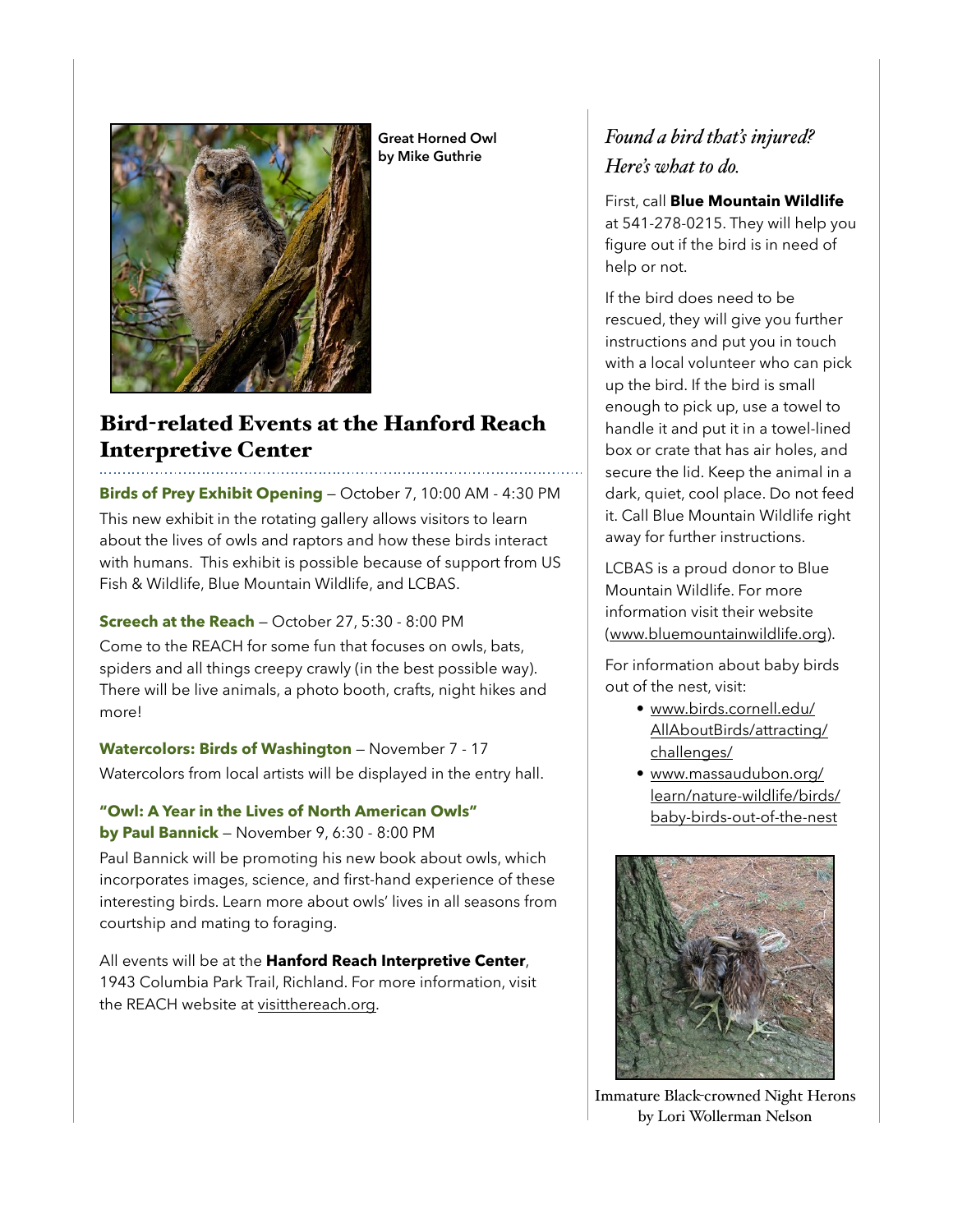Great Horned Owl by Mike Guthrie

## Bird-related Events at the Hanford Reach Interpretive Center

**Birds of Prey Exhibit Opening** — October 7, 10:00 AM - 4:30 PM

This new exhibit in the rotating gallery allows visitors to learn about the lives of owls and raptors and how these birds interact with humans. This exhibit is possible because of support from US Fish & Wildlife, Blue Mountain Wildlife, and LCBAS.

**Screech at the Reach** — October 27, 5:30 - 8:00 PM

Come to the REACH for some fun that focuses on owls, bats, spiders and all things creepy crawly (in the best possible way). There will be live animals, a photo booth, crafts, night hikes and more!

**Watercolors: Birds of Washington** — November 7 - 17

Watercolors from local artists will be displayed in the entry hall.

**"Owl: A Year in the Lives of North American Owls" by Paul Bannick** — November 9, 6:30 - 8:00 PM

Paul Bannick will be promoting his new book about owls, which incorporates images, science, and first-hand experience of these interesting birds. Learn more about owls' lives in all seasons from courtship and mating to foraging.

All events will be at the **Hanford Reach Interpretive Center**, 1943 Columbia Park Trail, Richland. For more information, visit the REACH website at visitthereach.org.

### *Found a bird that's injured? Here's what to do.*

First, call **Blue Mountain Wildlife** at 541-278-0215. They will help you figure out if the bird is in need of help or not.

If the bird does need to be rescued, they will give you further instructions and put you in touch with a local volunteer who can pick up the bird. If the bird is small enough to pick up, use a towel to handle it and put it in a towel-lined box or crate that has air holes, and secure the lid. Keep the animal in a dark, quiet, cool place. Do not feed it. Call Blue Mountain Wildlife right away for further instructions.

LCBAS is a proud donor to Blue Mountain Wildlife. For more information visit their website (www.bluemountainwildlife.org).

For information about baby birds out of the nest, visit:

- www.birds.cornell.edu/AllAboutBirds/attracting/challenges/
- www.massaudubon.org/learn/nature-wildlife/birds/baby-birds-out-of-the-nest

Immature Black-crowned Night Herons by Lori Wollerman Nelson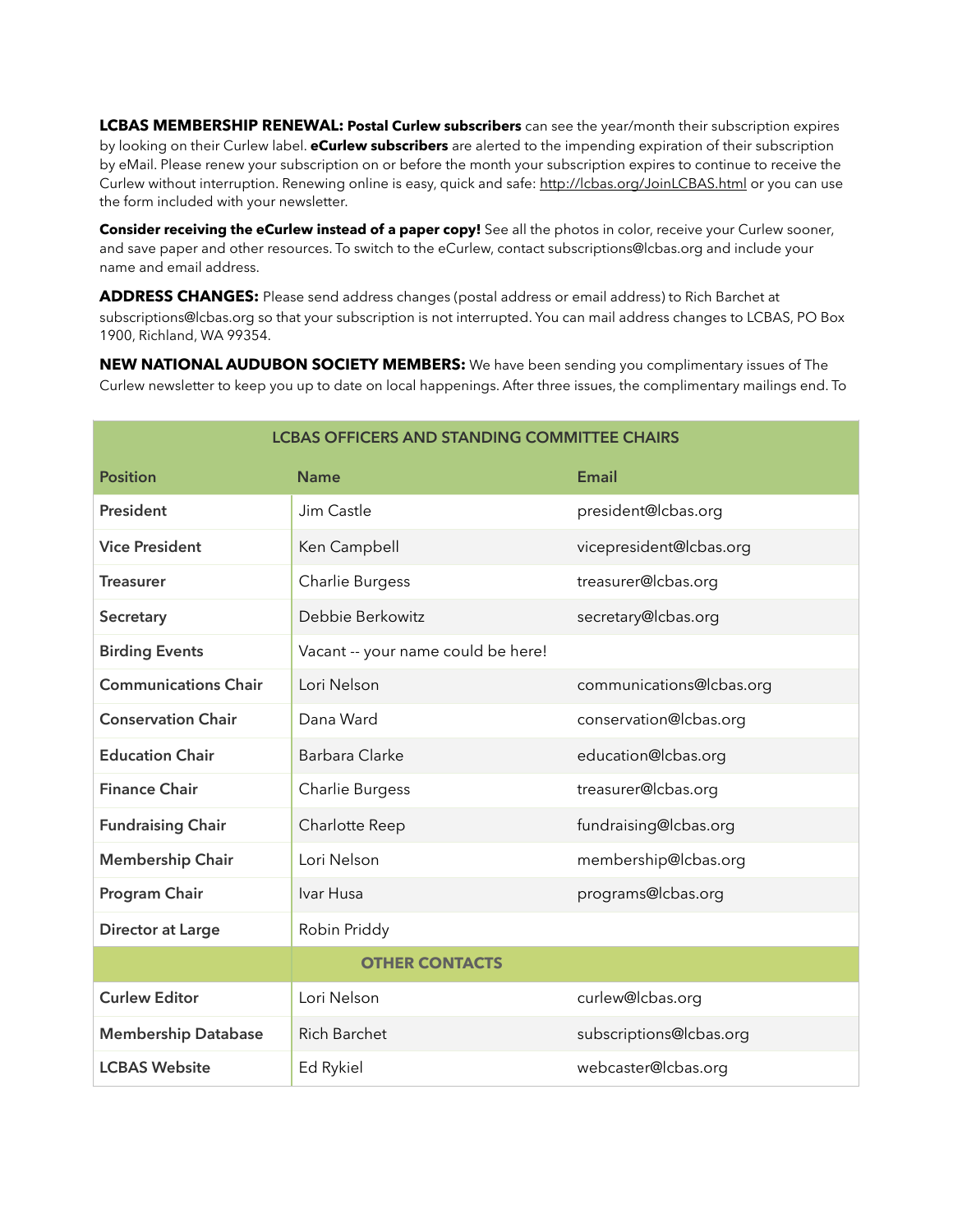**LCBAS MEMBERSHIP RENEWAL:** **Postal Curlew subscribers** can see the year/month their subscription expires by looking on their Curlew label. **eCurlew subscribers** are alerted to the impending expiration of their subscription by eMail. Please renew your subscription on or before the month your subscription expires to continue to receive the Curlew without interruption. Renewing online is easy, quick and safe: http://lcbas.org/JoinLCBAS.html or you can use the form included with your newsletter.

**Consider receiving the eCurlew instead of a paper copy!** See all the photos in color, receive your Curlew sooner, and save paper and other resources. To switch to the eCurlew, contact subscriptions@lcbas.org and include your name and email address.

**ADDRESS CHANGES:** Please send address changes (postal address or email address) to Rich Barchet at subscriptions@lcbas.org so that your subscription is not interrupted. You can mail address changes to LCBAS, PO Box 1900, Richland, WA 99354.

**NEW NATIONAL AUDUBON SOCIETY MEMBERS:** We have been sending you complimentary issues of The Curlew newsletter to keep you up to date on local happenings. After three issues, the complimentary mailings end. To

| LCBAS OFFICERS AND STANDING COMMITTEE CHAIRS | | |
|---|---|---|
| **Position** | **Name** | **Email** |
| **President** | Jim Castle | president@lcbas.org |
| **Vice President** | Ken Campbell | vicepresident@lcbas.org |
| **Treasurer** | Charlie Burgess | treasurer@lcbas.org |
| **Secretary** | Debbie Berkowitz | secretary@lcbas.org |
| **Birding Events** | Vacant -- your name could be here! | |
| **Communications Chair** | Lori Nelson | communications@lcbas.org |
| **Conservation Chair** | Dana Ward | conservation@lcbas.org |
| **Education Chair** | Barbara Clarke | education@lcbas.org |
| **Finance Chair** | Charlie Burgess | treasurer@lcbas.org |
| **Fundraising Chair** | Charlotte Reep | fundraising@lcbas.org |
| **Membership Chair** | Lori Nelson | membership@lcbas.org |
| **Program Chair** | Ivar Husa | programs@lcbas.org |
| **Director at Large** | Robin Priddy | |
| | **OTHER CONTACTS** | |
| **Curlew Editor** | Lori Nelson | curlew@lcbas.org |
| **Membership Database** | Rich Barchet | subscriptions@lcbas.org |
| **LCBAS Website** | Ed Rykiel | webcaster@lcbas.org |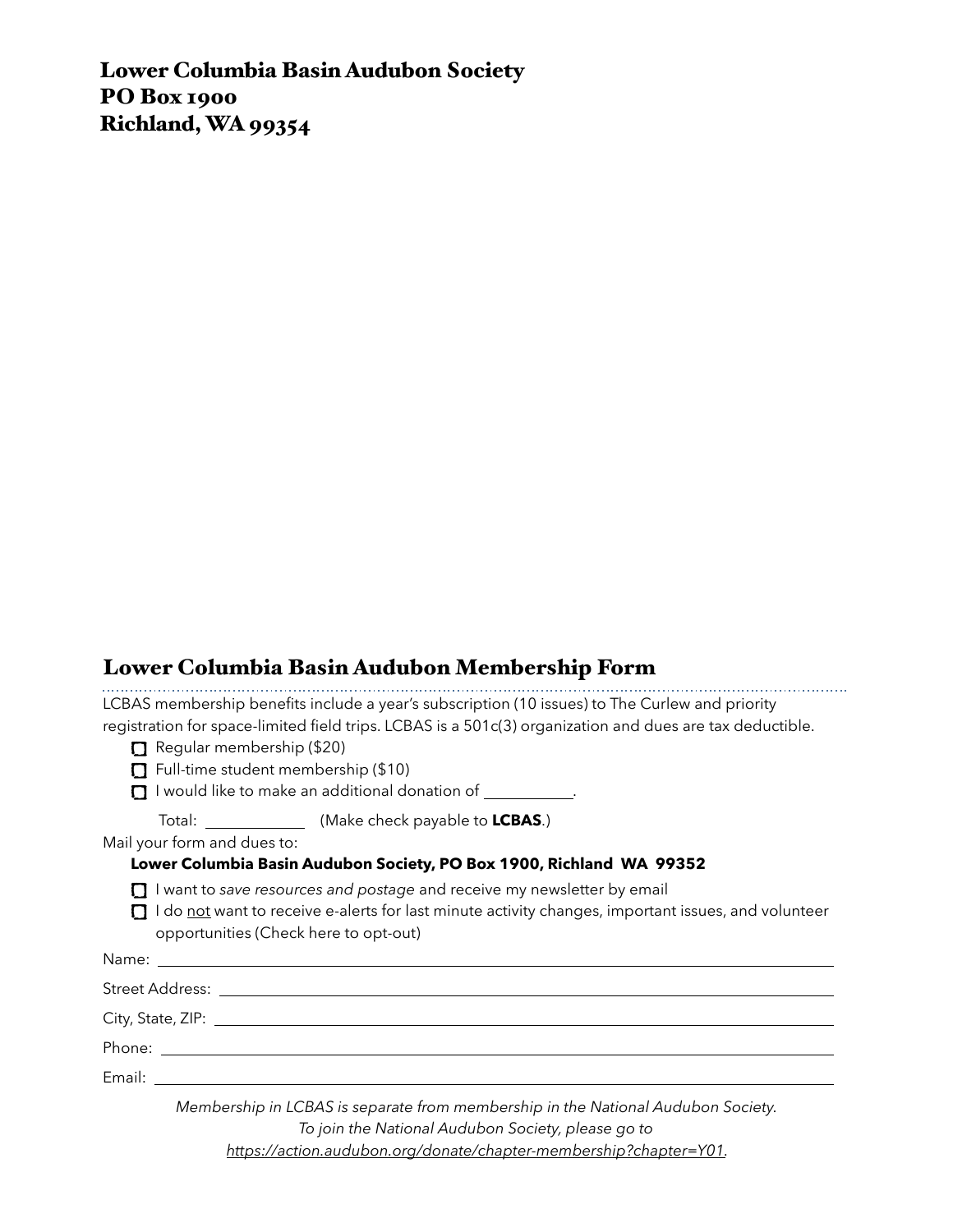**Lower Columbia Basin Audubon Society**
**PO Box 1900**
**Richland, WA 99354**

## Lower Columbia Basin Audubon Membership Form

LCBAS membership benefits include a year's subscription (10 issues) to The Curlew and priority registration for space-limited field trips. LCBAS is a 501c(3) organization and dues are tax deductible.

- ☐ Regular membership ($20)
- ☐ Full-time student membership ($10)
- ☐ I would like to make an additional donation of __________.

Total: __________ (Make check payable to **LCBAS**.)

Mail your form and dues to:

**Lower Columbia Basin Audubon Society, PO Box 1900, Richland WA 99352**

- ☐ I want to *save resources and postage* and receive my newsletter by email
- ☐ I do not want to receive e-alerts for last minute activity changes, important issues, and volunteer opportunities (Check here to opt-out)

Name: ______________________________

Street Address: ______________________________

City, State, ZIP: ______________________________

Phone: ______________________________

Email: ______________________________

*Membership in LCBAS is separate from membership in the National Audubon Society.*
*To join the National Audubon Society, please go to*
*https://action.audubon.org/donate/chapter-membership?chapter=Y01.*